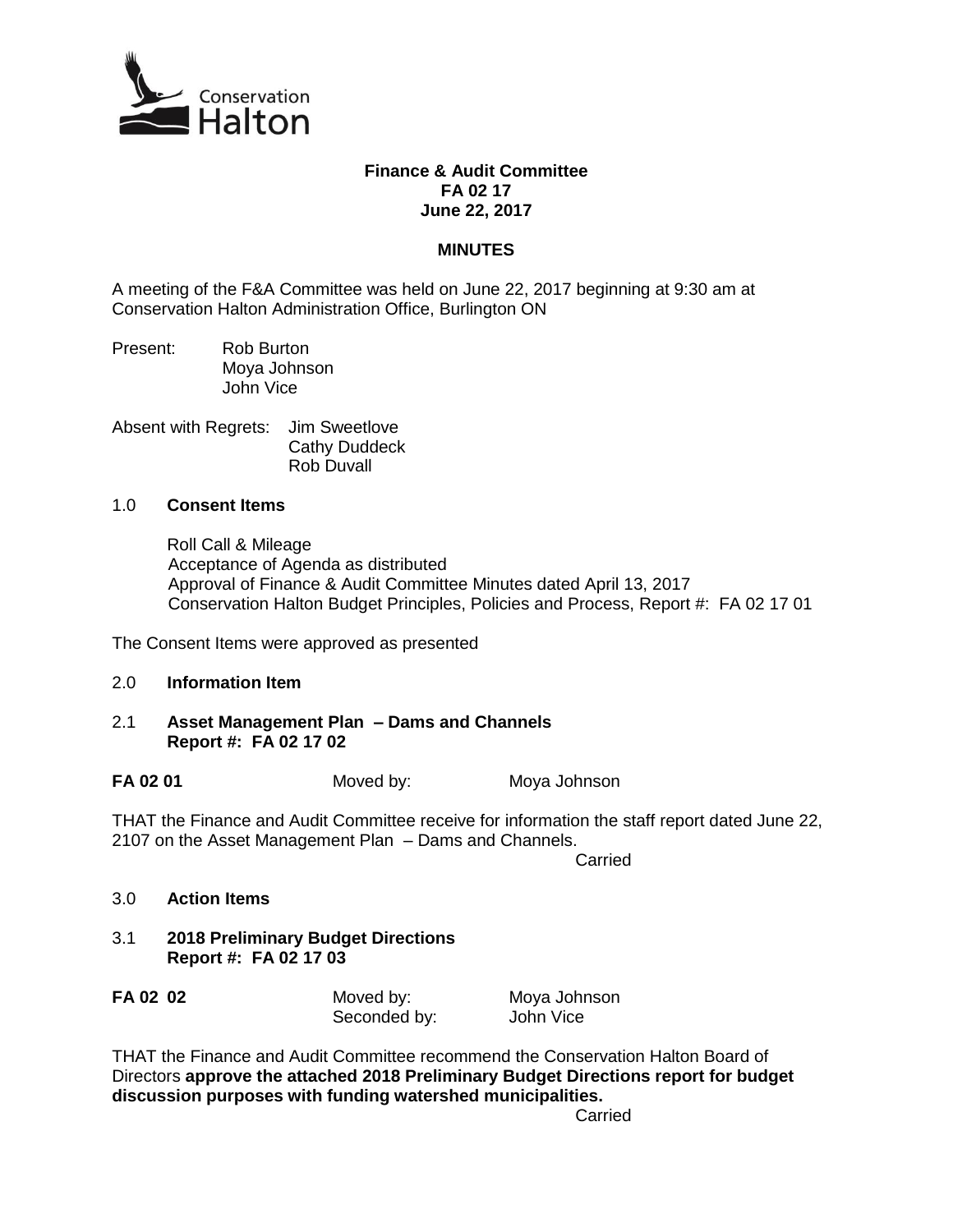Conservation Halton

**Finance & Audit Committee**
**FA 02 17**
**June 22, 2017**

## MINUTES

A meeting of the F&A Committee was held on June 22, 2017 beginning at 9:30 am at Conservation Halton Administration Office, Burlington ON

Present: Rob Burton
Moya Johnson
John Vice

Absent with Regrets: Jim Sweetlove
Cathy Duddeck
Rob Duvall

1.0 **Consent Items**

Roll Call & Mileage
Acceptance of Agenda as distributed
Approval of Finance & Audit Committee Minutes dated April 13, 2017
Conservation Halton Budget Principles, Policies and Process, Report #: FA 02 17 01

The Consent Items were approved as presented

2.0 **Information Item**

2.1 **Asset Management Plan – Dams and Channels**
**Report #: FA 02 17 02**

**FA 02 01** Moved by: Moya Johnson

THAT the Finance and Audit Committee receive for information the staff report dated June 22, 2107 on the Asset Management Plan – Dams and Channels.

Carried

3.0 **Action Items**

3.1 **2018 Preliminary Budget Directions**
**Report #: FA 02 17 03**

**FA 02 02** Moved by: Moya Johnson
Seconded by: John Vice

THAT the Finance and Audit Committee recommend the Conservation Halton Board of Directors **approve the attached 2018 Preliminary Budget Directions report for budget discussion purposes with funding watershed municipalities.**

Carried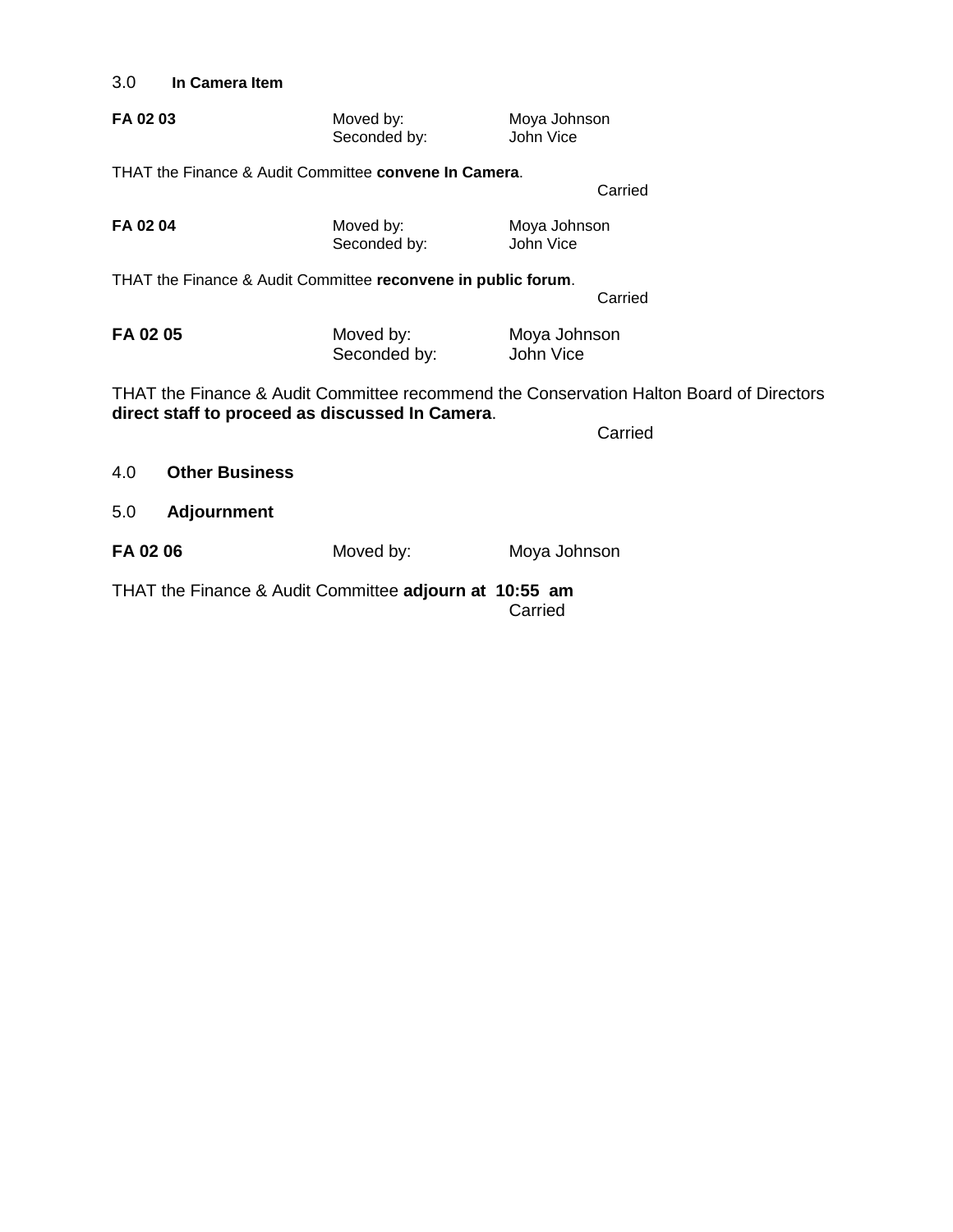## 3.0 In Camera Item

**FA 02 03** Moved by: Moya Johnson
Seconded by: John Vice

THAT the Finance & Audit Committee **convene In Camera**.

Carried

**FA 02 04** Moved by: Moya Johnson
Seconded by: John Vice

THAT the Finance & Audit Committee **reconvene in public forum**.

Carried

**FA 02 05** Moved by: Moya Johnson
Seconded by: John Vice

THAT the Finance & Audit Committee recommend the Conservation Halton Board of Directors **direct staff to proceed as discussed In Camera**.

Carried

## 4.0 Other Business

## 5.0 Adjournment

**FA 02 06** Moved by: Moya Johnson

THAT the Finance & Audit Committee **adjourn at 10:55 am**

Carried